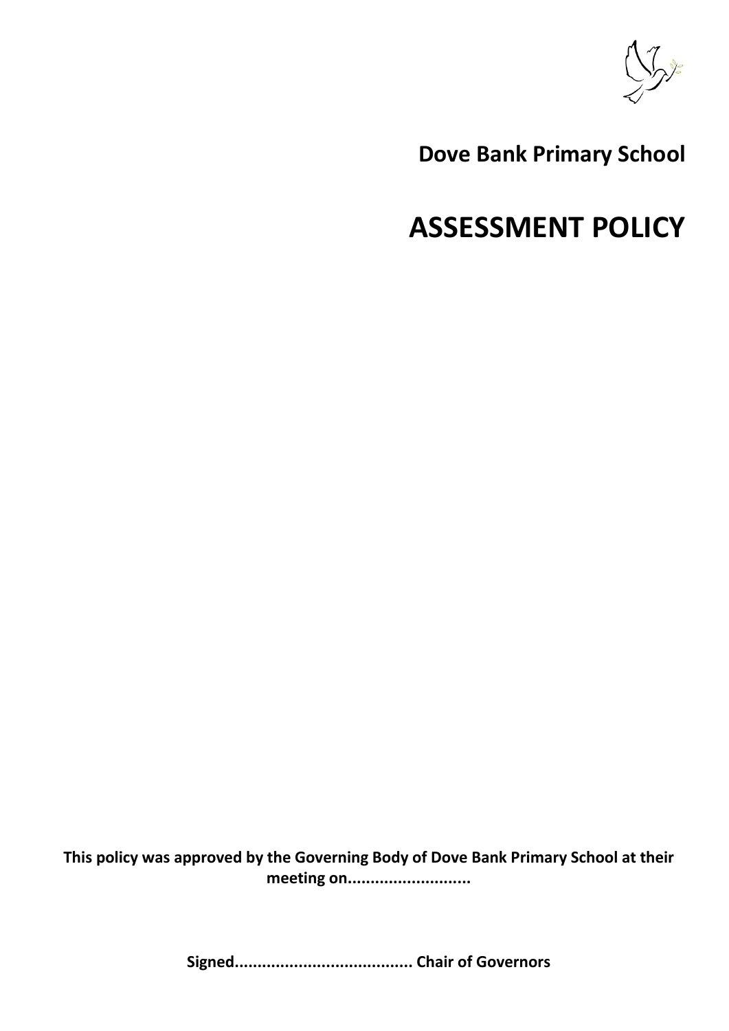**Dove Bank Primary School**

# ASSESSMENT POLICY

**This policy was approved by the Governing Body of Dove Bank Primary School at their meeting on..........................**

**Signed...................................... Chair of Governors**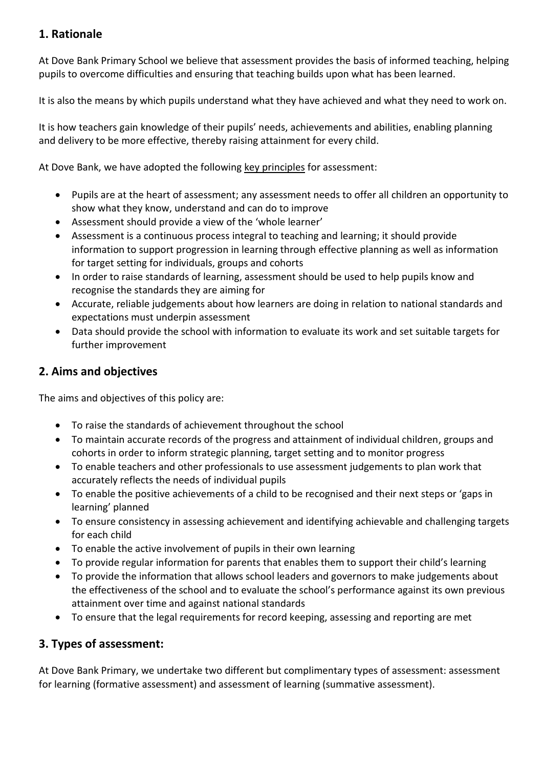## 1. Rationale

At Dove Bank Primary School we believe that assessment provides the basis of informed teaching, helping pupils to overcome difficulties and ensuring that teaching builds upon what has been learned.

It is also the means by which pupils understand what they have achieved and what they need to work on.

It is how teachers gain knowledge of their pupils' needs, achievements and abilities, enabling planning and delivery to be more effective, thereby raising attainment for every child.

At Dove Bank, we have adopted the following key principles for assessment:

- Pupils are at the heart of assessment; any assessment needs to offer all children an opportunity to show what they know, understand and can do to improve
- Assessment should provide a view of the 'whole learner'
- Assessment is a continuous process integral to teaching and learning; it should provide information to support progression in learning through effective planning as well as information for target setting for individuals, groups and cohorts
- In order to raise standards of learning, assessment should be used to help pupils know and recognise the standards they are aiming for
- Accurate, reliable judgements about how learners are doing in relation to national standards and expectations must underpin assessment
- Data should provide the school with information to evaluate its work and set suitable targets for further improvement

## 2. Aims and objectives

The aims and objectives of this policy are:

- To raise the standards of achievement throughout the school
- To maintain accurate records of the progress and attainment of individual children, groups and cohorts in order to inform strategic planning, target setting and to monitor progress
- To enable teachers and other professionals to use assessment judgements to plan work that accurately reflects the needs of individual pupils
- To enable the positive achievements of a child to be recognised and their next steps or 'gaps in learning' planned
- To ensure consistency in assessing achievement and identifying achievable and challenging targets for each child
- To enable the active involvement of pupils in their own learning
- To provide regular information for parents that enables them to support their child's learning
- To provide the information that allows school leaders and governors to make judgements about the effectiveness of the school and to evaluate the school's performance against its own previous attainment over time and against national standards
- To ensure that the legal requirements for record keeping, assessing and reporting are met

## 3. Types of assessment:

At Dove Bank Primary, we undertake two different but complimentary types of assessment: assessment for learning (formative assessment) and assessment of learning (summative assessment).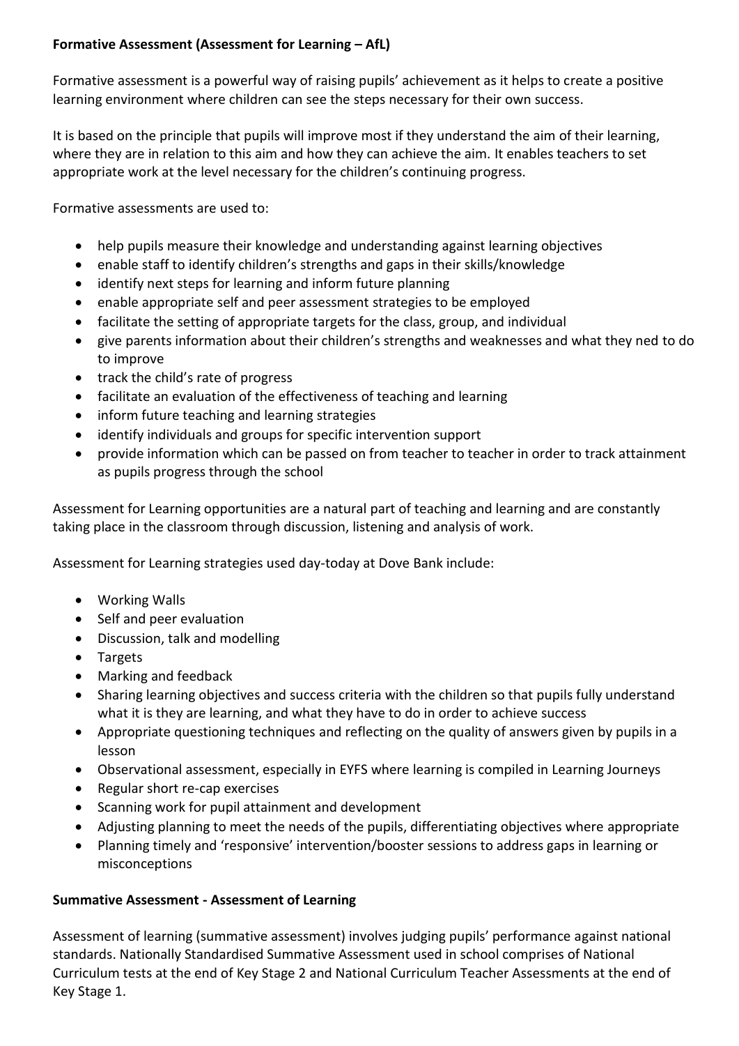**Formative Assessment (Assessment for Learning – AfL)**

Formative assessment is a powerful way of raising pupils' achievement as it helps to create a positive learning environment where children can see the steps necessary for their own success.

It is based on the principle that pupils will improve most if they understand the aim of their learning, where they are in relation to this aim and how they can achieve the aim. It enables teachers to set appropriate work at the level necessary for the children's continuing progress.

Formative assessments are used to:

- help pupils measure their knowledge and understanding against learning objectives
- enable staff to identify children's strengths and gaps in their skills/knowledge
- identify next steps for learning and inform future planning
- enable appropriate self and peer assessment strategies to be employed
- facilitate the setting of appropriate targets for the class, group, and individual
- give parents information about their children's strengths and weaknesses and what they ned to do to improve
- track the child's rate of progress
- facilitate an evaluation of the effectiveness of teaching and learning
- inform future teaching and learning strategies
- identify individuals and groups for specific intervention support
- provide information which can be passed on from teacher to teacher in order to track attainment as pupils progress through the school

Assessment for Learning opportunities are a natural part of teaching and learning and are constantly taking place in the classroom through discussion, listening and analysis of work.

Assessment for Learning strategies used day-today at Dove Bank include:

- Working Walls
- Self and peer evaluation
- Discussion, talk and modelling
- Targets
- Marking and feedback
- Sharing learning objectives and success criteria with the children so that pupils fully understand what it is they are learning, and what they have to do in order to achieve success
- Appropriate questioning techniques and reflecting on the quality of answers given by pupils in a lesson
- Observational assessment, especially in EYFS where learning is compiled in Learning Journeys
- Regular short re-cap exercises
- Scanning work for pupil attainment and development
- Adjusting planning to meet the needs of the pupils, differentiating objectives where appropriate
- Planning timely and 'responsive' intervention/booster sessions to address gaps in learning or misconceptions

**Summative Assessment - Assessment of Learning**

Assessment of learning (summative assessment) involves judging pupils' performance against national standards. Nationally Standardised Summative Assessment used in school comprises of National Curriculum tests at the end of Key Stage 2 and National Curriculum Teacher Assessments at the end of Key Stage 1.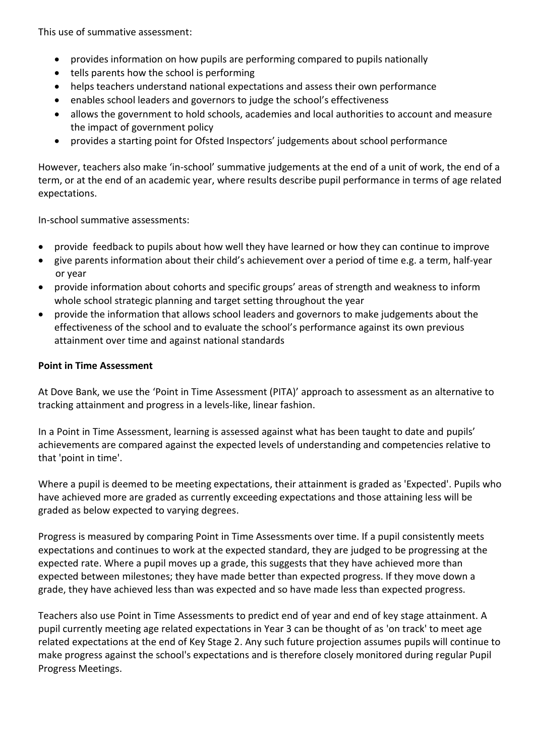This use of summative assessment:

- provides information on how pupils are performing compared to pupils nationally
- tells parents how the school is performing
- helps teachers understand national expectations and assess their own performance
- enables school leaders and governors to judge the school's effectiveness
- allows the government to hold schools, academies and local authorities to account and measure the impact of government policy
- provides a starting point for Ofsted Inspectors' judgements about school performance

However, teachers also make 'in-school' summative judgements at the end of a unit of work, the end of a term, or at the end of an academic year, where results describe pupil performance in terms of age related expectations.

In-school summative assessments:

- provide feedback to pupils about how well they have learned or how they can continue to improve
- give parents information about their child's achievement over a period of time e.g. a term, half-year or year
- provide information about cohorts and specific groups' areas of strength and weakness to inform whole school strategic planning and target setting throughout the year
- provide the information that allows school leaders and governors to make judgements about the effectiveness of the school and to evaluate the school's performance against its own previous attainment over time and against national standards

**Point in Time Assessment**

At Dove Bank, we use the 'Point in Time Assessment (PITA)' approach to assessment as an alternative to tracking attainment and progress in a levels-like, linear fashion.

In a Point in Time Assessment, learning is assessed against what has been taught to date and pupils' achievements are compared against the expected levels of understanding and competencies relative to that 'point in time'.

Where a pupil is deemed to be meeting expectations, their attainment is graded as 'Expected'. Pupils who have achieved more are graded as currently exceeding expectations and those attaining less will be graded as below expected to varying degrees.

Progress is measured by comparing Point in Time Assessments over time. If a pupil consistently meets expectations and continues to work at the expected standard, they are judged to be progressing at the expected rate. Where a pupil moves up a grade, this suggests that they have achieved more than expected between milestones; they have made better than expected progress. If they move down a grade, they have achieved less than was expected and so have made less than expected progress.

Teachers also use Point in Time Assessments to predict end of year and end of key stage attainment. A pupil currently meeting age related expectations in Year 3 can be thought of as 'on track' to meet age related expectations at the end of Key Stage 2. Any such future projection assumes pupils will continue to make progress against the school's expectations and is therefore closely monitored during regular Pupil Progress Meetings.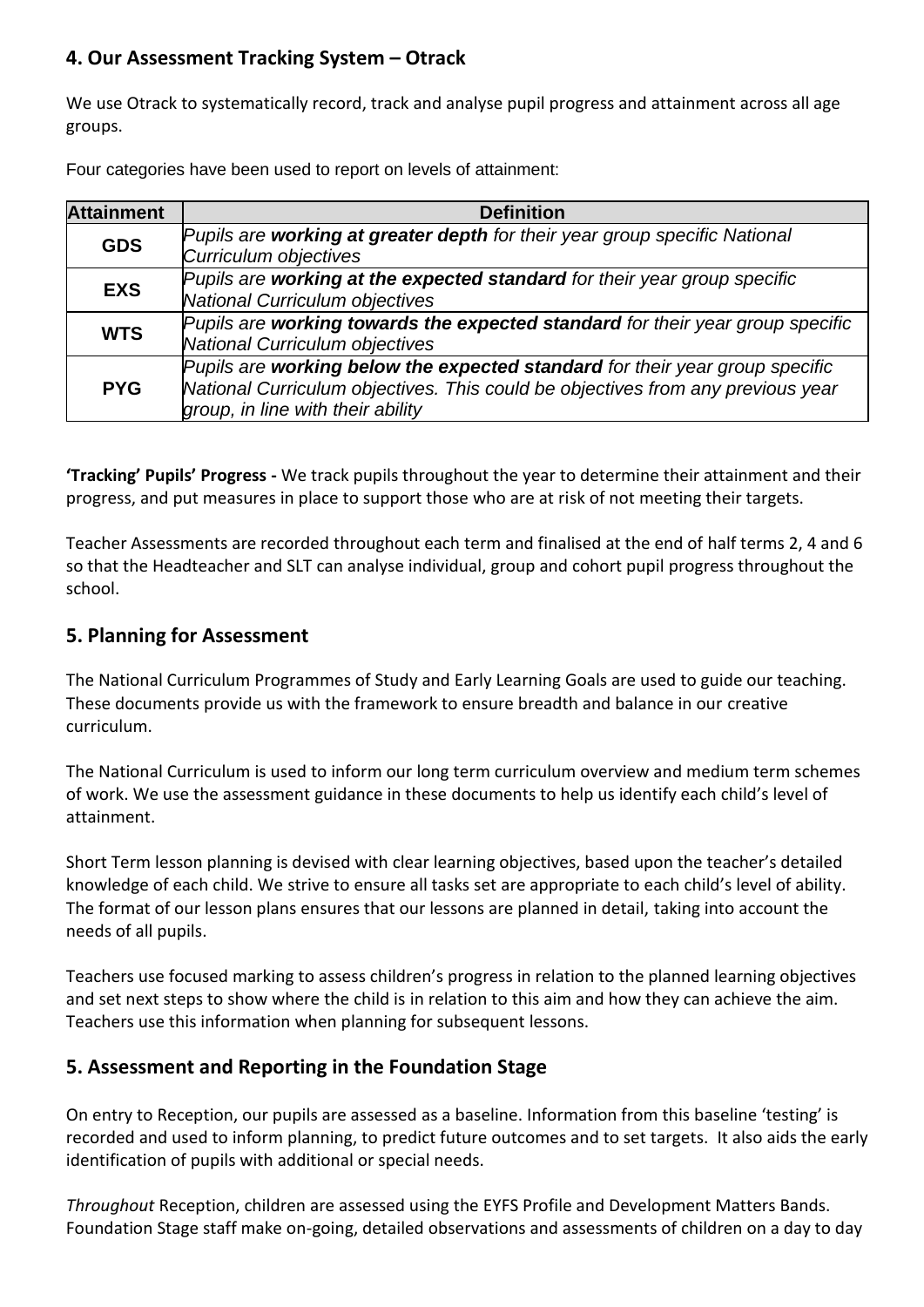## 4. Our Assessment Tracking System – Otrack

We use Otrack to systematically record, track and analyse pupil progress and attainment across all age groups.

Four categories have been used to report on levels of attainment:

| Attainment | Definition |
|---|---|
| **GDS** | *Pupils are **working at greater depth** for their year group specific National Curriculum objectives* |
| **EXS** | *Pupils are **working at the expected standard** for their year group specific National Curriculum objectives* |
| **WTS** | *Pupils are **working towards the expected standard** for their year group specific National Curriculum objectives* |
| **PYG** | *Pupils are **working below the expected standard** for their year group specific National Curriculum objectives. This could be objectives from any previous year group, in line with their ability* |

**'Tracking' Pupils' Progress -** We track pupils throughout the year to determine their attainment and their progress, and put measures in place to support those who are at risk of not meeting their targets.

Teacher Assessments are recorded throughout each term and finalised at the end of half terms 2, 4 and 6 so that the Headteacher and SLT can analyse individual, group and cohort pupil progress throughout the school.

## 5. Planning for Assessment

The National Curriculum Programmes of Study and Early Learning Goals are used to guide our teaching. These documents provide us with the framework to ensure breadth and balance in our creative curriculum.

The National Curriculum is used to inform our long term curriculum overview and medium term schemes of work. We use the assessment guidance in these documents to help us identify each child's level of attainment.

Short Term lesson planning is devised with clear learning objectives, based upon the teacher's detailed knowledge of each child. We strive to ensure all tasks set are appropriate to each child's level of ability. The format of our lesson plans ensures that our lessons are planned in detail, taking into account the needs of all pupils.

Teachers use focused marking to assess children's progress in relation to the planned learning objectives and set next steps to show where the child is in relation to this aim and how they can achieve the aim. Teachers use this information when planning for subsequent lessons.

## 5. Assessment and Reporting in the Foundation Stage

On entry to Reception, our pupils are assessed as a baseline. Information from this baseline 'testing' is recorded and used to inform planning, to predict future outcomes and to set targets. It also aids the early identification of pupils with additional or special needs.

*Throughout* Reception, children are assessed using the EYFS Profile and Development Matters Bands. Foundation Stage staff make on-going, detailed observations and assessments of children on a day to day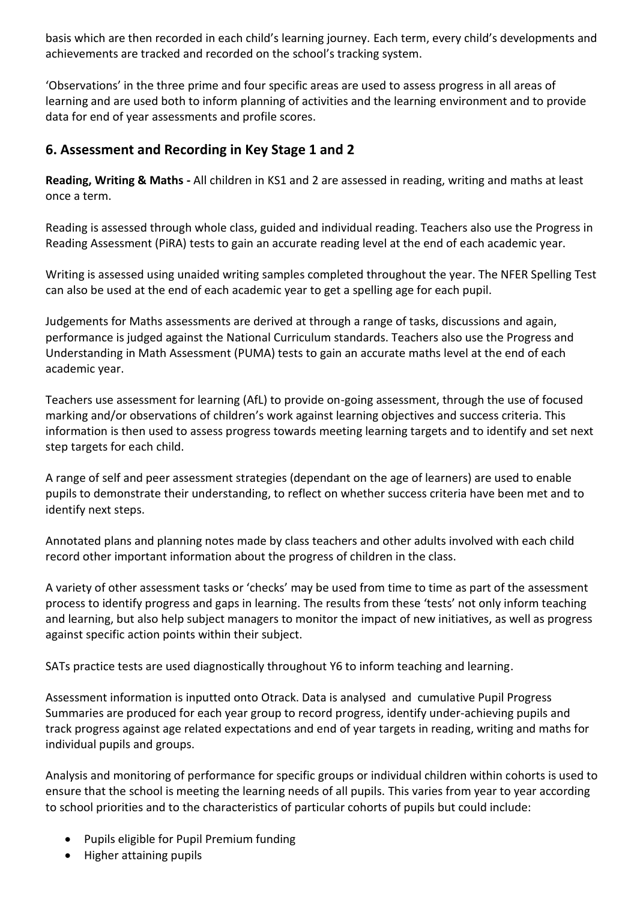basis which are then recorded in each child's learning journey. Each term, every child's developments and achievements are tracked and recorded on the school's tracking system.

'Observations' in the three prime and four specific areas are used to assess progress in all areas of learning and are used both to inform planning of activities and the learning environment and to provide data for end of year assessments and profile scores.

## 6. Assessment and Recording in Key Stage 1 and 2

**Reading, Writing & Maths -** All children in KS1 and 2 are assessed in reading, writing and maths at least once a term.

Reading is assessed through whole class, guided and individual reading. Teachers also use the Progress in Reading Assessment (PiRA) tests to gain an accurate reading level at the end of each academic year.

Writing is assessed using unaided writing samples completed throughout the year. The NFER Spelling Test can also be used at the end of each academic year to get a spelling age for each pupil.

Judgements for Maths assessments are derived at through a range of tasks, discussions and again, performance is judged against the National Curriculum standards. Teachers also use the Progress and Understanding in Math Assessment (PUMA) tests to gain an accurate maths level at the end of each academic year.

Teachers use assessment for learning (AfL) to provide on-going assessment, through the use of focused marking and/or observations of children's work against learning objectives and success criteria. This information is then used to assess progress towards meeting learning targets and to identify and set next step targets for each child.

A range of self and peer assessment strategies (dependant on the age of learners) are used to enable pupils to demonstrate their understanding, to reflect on whether success criteria have been met and to identify next steps.

Annotated plans and planning notes made by class teachers and other adults involved with each child record other important information about the progress of children in the class.

A variety of other assessment tasks or 'checks' may be used from time to time as part of the assessment process to identify progress and gaps in learning. The results from these 'tests' not only inform teaching and learning, but also help subject managers to monitor the impact of new initiatives, as well as progress against specific action points within their subject.

SATs practice tests are used diagnostically throughout Y6 to inform teaching and learning.

Assessment information is inputted onto Otrack. Data is analysed and cumulative Pupil Progress Summaries are produced for each year group to record progress, identify under-achieving pupils and track progress against age related expectations and end of year targets in reading, writing and maths for individual pupils and groups.

Analysis and monitoring of performance for specific groups or individual children within cohorts is used to ensure that the school is meeting the learning needs of all pupils. This varies from year to year according to school priorities and to the characteristics of particular cohorts of pupils but could include:

- Pupils eligible for Pupil Premium funding
- Higher attaining pupils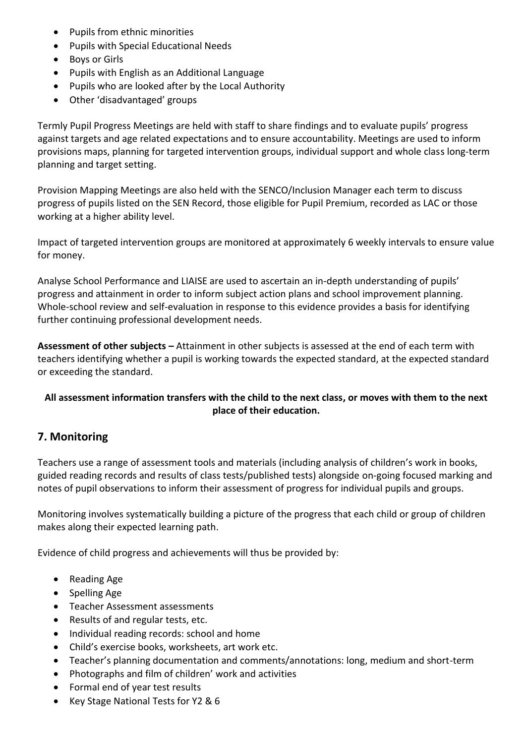- Pupils from ethnic minorities
- Pupils with Special Educational Needs
- Boys or Girls
- Pupils with English as an Additional Language
- Pupils who are looked after by the Local Authority
- Other 'disadvantaged' groups

Termly Pupil Progress Meetings are held with staff to share findings and to evaluate pupils' progress against targets and age related expectations and to ensure accountability. Meetings are used to inform provisions maps, planning for targeted intervention groups, individual support and whole class long-term planning and target setting.

Provision Mapping Meetings are also held with the SENCO/Inclusion Manager each term to discuss progress of pupils listed on the SEN Record, those eligible for Pupil Premium, recorded as LAC or those working at a higher ability level.

Impact of targeted intervention groups are monitored at approximately 6 weekly intervals to ensure value for money.

Analyse School Performance and LIAISE are used to ascertain an in-depth understanding of pupils' progress and attainment in order to inform subject action plans and school improvement planning. Whole-school review and self-evaluation in response to this evidence provides a basis for identifying further continuing professional development needs.

**Assessment of other subjects –** Attainment in other subjects is assessed at the end of each term with teachers identifying whether a pupil is working towards the expected standard, at the expected standard or exceeding the standard.

**All assessment information transfers with the child to the next class, or moves with them to the next place of their education.**

## 7. Monitoring

Teachers use a range of assessment tools and materials (including analysis of children's work in books, guided reading records and results of class tests/published tests) alongside on-going focused marking and notes of pupil observations to inform their assessment of progress for individual pupils and groups.

Monitoring involves systematically building a picture of the progress that each child or group of children makes along their expected learning path.

Evidence of child progress and achievements will thus be provided by:

- Reading Age
- Spelling Age
- Teacher Assessment assessments
- Results of and regular tests, etc.
- Individual reading records: school and home
- Child's exercise books, worksheets, art work etc.
- Teacher's planning documentation and comments/annotations: long, medium and short-term
- Photographs and film of children' work and activities
- Formal end of year test results
- Key Stage National Tests for Y2 & 6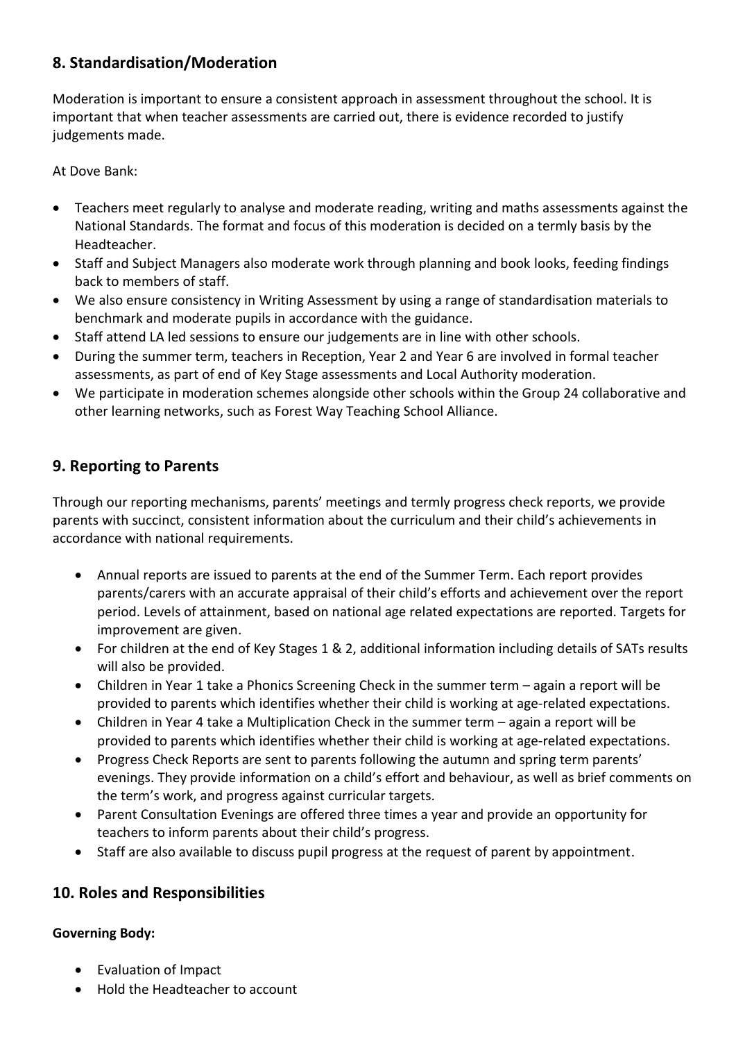## 8. Standardisation/Moderation

Moderation is important to ensure a consistent approach in assessment throughout the school. It is important that when teacher assessments are carried out, there is evidence recorded to justify judgements made.

At Dove Bank:

- Teachers meet regularly to analyse and moderate reading, writing and maths assessments against the National Standards. The format and focus of this moderation is decided on a termly basis by the Headteacher.
- Staff and Subject Managers also moderate work through planning and book looks, feeding findings back to members of staff.
- We also ensure consistency in Writing Assessment by using a range of standardisation materials to benchmark and moderate pupils in accordance with the guidance.
- Staff attend LA led sessions to ensure our judgements are in line with other schools.
- During the summer term, teachers in Reception, Year 2 and Year 6 are involved in formal teacher assessments, as part of end of Key Stage assessments and Local Authority moderation.
- We participate in moderation schemes alongside other schools within the Group 24 collaborative and other learning networks, such as Forest Way Teaching School Alliance.

## 9. Reporting to Parents

Through our reporting mechanisms, parents' meetings and termly progress check reports, we provide parents with succinct, consistent information about the curriculum and their child's achievements in accordance with national requirements.

- Annual reports are issued to parents at the end of the Summer Term. Each report provides parents/carers with an accurate appraisal of their child's efforts and achievement over the report period. Levels of attainment, based on national age related expectations are reported. Targets for improvement are given.
- For children at the end of Key Stages 1 & 2, additional information including details of SATs results will also be provided.
- Children in Year 1 take a Phonics Screening Check in the summer term – again a report will be provided to parents which identifies whether their child is working at age-related expectations.
- Children in Year 4 take a Multiplication Check in the summer term – again a report will be provided to parents which identifies whether their child is working at age-related expectations.
- Progress Check Reports are sent to parents following the autumn and spring term parents' evenings. They provide information on a child's effort and behaviour, as well as brief comments on the term's work, and progress against curricular targets.
- Parent Consultation Evenings are offered three times a year and provide an opportunity for teachers to inform parents about their child's progress.
- Staff are also available to discuss pupil progress at the request of parent by appointment.

## 10. Roles and Responsibilities

**Governing Body:**

- Evaluation of Impact
- Hold the Headteacher to account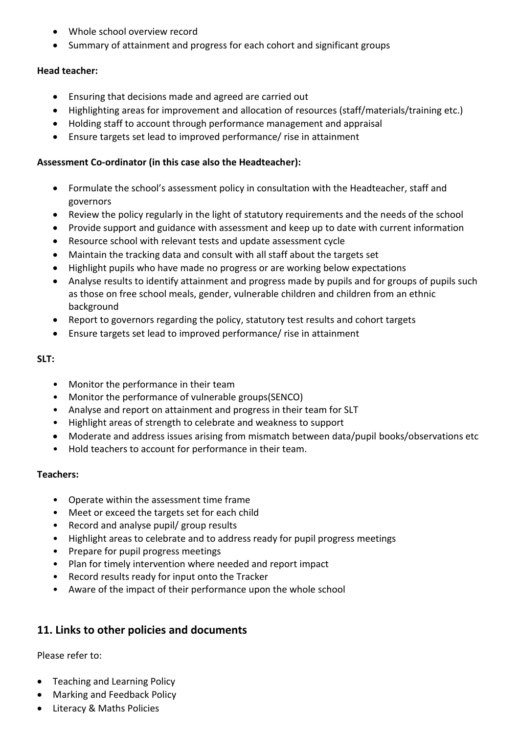- Whole school overview record
- Summary of attainment and progress for each cohort and significant groups

**Head teacher:**

- Ensuring that decisions made and agreed are carried out
- Highlighting areas for improvement and allocation of resources (staff/materials/training etc.)
- Holding staff to account through performance management and appraisal
- Ensure targets set lead to improved performance/ rise in attainment

**Assessment Co-ordinator (in this case also the Headteacher):**

- Formulate the school's assessment policy in consultation with the Headteacher, staff and governors
- Review the policy regularly in the light of statutory requirements and the needs of the school
- Provide support and guidance with assessment and keep up to date with current information
- Resource school with relevant tests and update assessment cycle
- Maintain the tracking data and consult with all staff about the targets set
- Highlight pupils who have made no progress or are working below expectations
- Analyse results to identify attainment and progress made by pupils and for groups of pupils such as those on free school meals, gender, vulnerable children and children from an ethnic background
- Report to governors regarding the policy, statutory test results and cohort targets
- Ensure targets set lead to improved performance/ rise in attainment

**SLT:**

- Monitor the performance in their team
- Monitor the performance of vulnerable groups(SENCO)
- Analyse and report on attainment and progress in their team for SLT
- Highlight areas of strength to celebrate and weakness to support
- Moderate and address issues arising from mismatch between data/pupil books/observations etc
- Hold teachers to account for performance in their team.

**Teachers:**

- Operate within the assessment time frame
- Meet or exceed the targets set for each child
- Record and analyse pupil/ group results
- Highlight areas to celebrate and to address ready for pupil progress meetings
- Prepare for pupil progress meetings
- Plan for timely intervention where needed and report impact
- Record results ready for input onto the Tracker
- Aware of the impact of their performance upon the whole school

## 11. Links to other policies and documents

Please refer to:

- Teaching and Learning Policy
- Marking and Feedback Policy
- Literacy & Maths Policies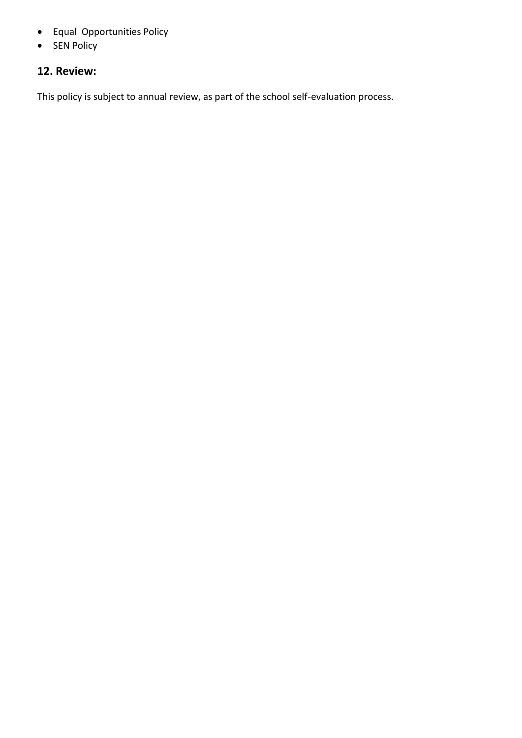- Equal  Opportunities Policy
- SEN Policy

## 12. Review:

This policy is subject to annual review, as part of the school self-evaluation process.